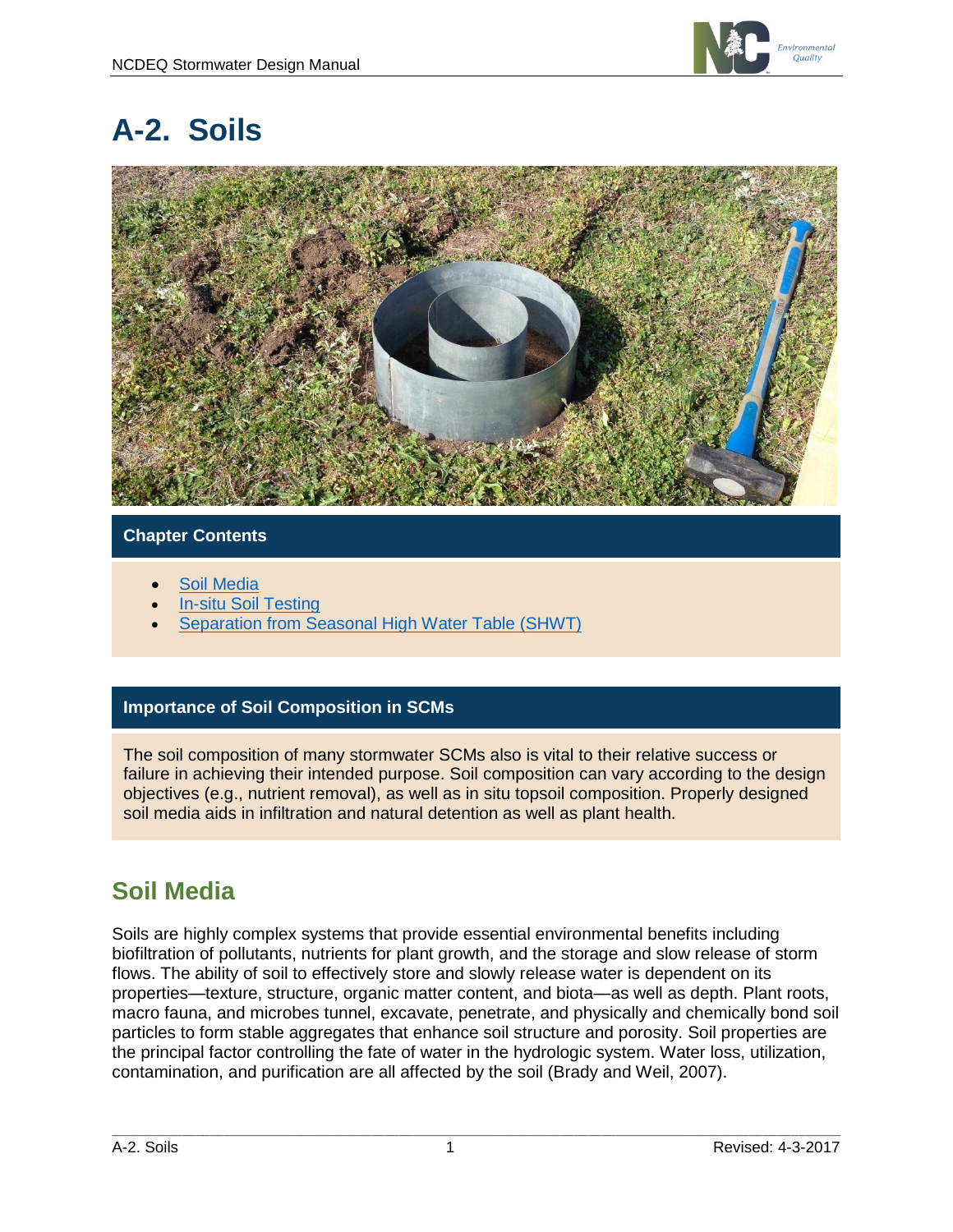# A-2. Soils

## Chapter Contents

- Soil Media
- In-situ Soil Testing
- Separation from Seasonal High Water Table (SHWT)

## Importance of Soil Composition in SCMs

The soil composition of many stormwater SCMs also is vital to their relative success or failure in achieving their intended purpose. Soil composition can vary according to the design objectives (e.g., nutrient removal), as well as in situ topsoil composition. Properly designed soil media aids in infiltration and natural detention as well as plant health.

## Soil Media

Soils are highly complex systems that provide essential environmental benefits including biofiltration of pollutants, nutrients for plant growth, and the storage and slow release of storm flows. The ability of soil to effectively store and slowly release water is dependent on its properties—texture, structure, organic matter content, and biota—as well as depth. Plant roots, macro fauna, and microbes tunnel, excavate, penetrate, and physically and chemically bond soil particles to form stable aggregates that enhance soil structure and porosity. Soil properties are the principal factor controlling the fate of water in the hydrologic system. Water loss, utilization, contamination, and purification are all affected by the soil (Brady and Weil, 2007).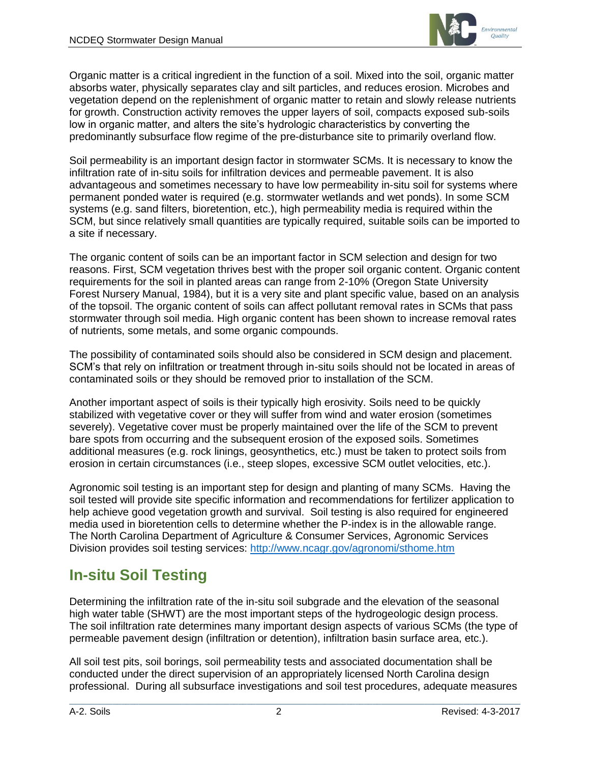Organic matter is a critical ingredient in the function of a soil. Mixed into the soil, organic matter absorbs water, physically separates clay and silt particles, and reduces erosion. Microbes and vegetation depend on the replenishment of organic matter to retain and slowly release nutrients for growth. Construction activity removes the upper layers of soil, compacts exposed sub-soils low in organic matter, and alters the site's hydrologic characteristics by converting the predominantly subsurface flow regime of the pre-disturbance site to primarily overland flow.

Soil permeability is an important design factor in stormwater SCMs. It is necessary to know the infiltration rate of in-situ soils for infiltration devices and permeable pavement. It is also advantageous and sometimes necessary to have low permeability in-situ soil for systems where permanent ponded water is required (e.g. stormwater wetlands and wet ponds). In some SCM systems (e.g. sand filters, bioretention, etc.), high permeability media is required within the SCM, but since relatively small quantities are typically required, suitable soils can be imported to a site if necessary.

The organic content of soils can be an important factor in SCM selection and design for two reasons. First, SCM vegetation thrives best with the proper soil organic content. Organic content requirements for the soil in planted areas can range from 2-10% (Oregon State University Forest Nursery Manual, 1984), but it is a very site and plant specific value, based on an analysis of the topsoil. The organic content of soils can affect pollutant removal rates in SCMs that pass stormwater through soil media. High organic content has been shown to increase removal rates of nutrients, some metals, and some organic compounds.

The possibility of contaminated soils should also be considered in SCM design and placement. SCM's that rely on infiltration or treatment through in-situ soils should not be located in areas of contaminated soils or they should be removed prior to installation of the SCM.

Another important aspect of soils is their typically high erosivity. Soils need to be quickly stabilized with vegetative cover or they will suffer from wind and water erosion (sometimes severely). Vegetative cover must be properly maintained over the life of the SCM to prevent bare spots from occurring and the subsequent erosion of the exposed soils. Sometimes additional measures (e.g. rock linings, geosynthetics, etc.) must be taken to protect soils from erosion in certain circumstances (i.e., steep slopes, excessive SCM outlet velocities, etc.).

Agronomic soil testing is an important step for design and planting of many SCMs. Having the soil tested will provide site specific information and recommendations for fertilizer application to help achieve good vegetation growth and survival. Soil testing is also required for engineered media used in bioretention cells to determine whether the P-index is in the allowable range. The North Carolina Department of Agriculture & Consumer Services, Agronomic Services Division provides soil testing services: [http://www.ncagr.gov/agronomi/sthome.htm](http://www.ncagr.gov/agronomi/sthome.htm)

# In-situ Soil Testing

Determining the infiltration rate of the in-situ soil subgrade and the elevation of the seasonal high water table (SHWT) are the most important steps of the hydrogeologic design process. The soil infiltration rate determines many important design aspects of various SCMs (the type of permeable pavement design (infiltration or detention), infiltration basin surface area, etc.).

All soil test pits, soil borings, soil permeability tests and associated documentation shall be conducted under the direct supervision of an appropriately licensed North Carolina design professional. During all subsurface investigations and soil test procedures, adequate measures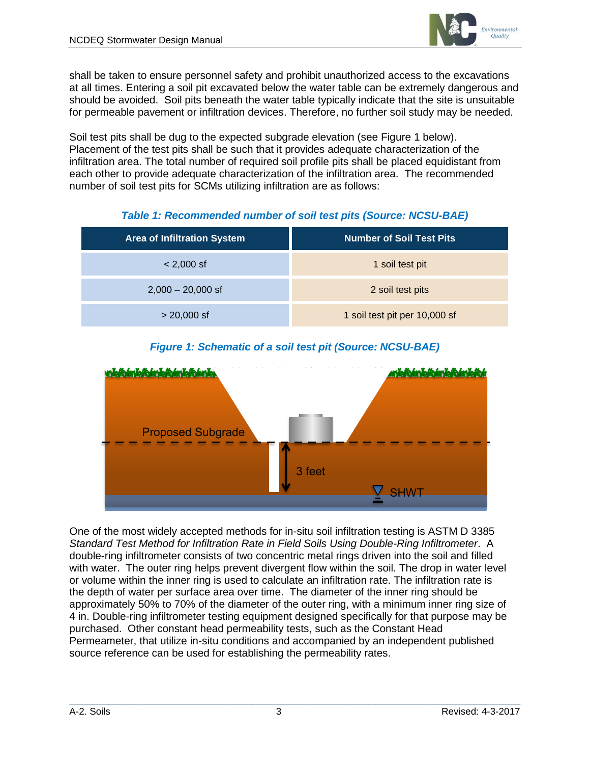shall be taken to ensure personnel safety and prohibit unauthorized access to the excavations at all times. Entering a soil pit excavated below the water table can be extremely dangerous and should be avoided. Soil pits beneath the water table typically indicate that the site is unsuitable for permeable pavement or infiltration devices. Therefore, no further soil study may be needed.

Soil test pits shall be dug to the expected subgrade elevation (see Figure 1 below). Placement of the test pits shall be such that it provides adequate characterization of the infiltration area. The total number of required soil profile pits shall be placed equidistant from each other to provide adequate characterization of the infiltration area. The recommended number of soil test pits for SCMs utilizing infiltration are as follows:

***Table 1: Recommended number of soil test pits (Source: NCSU-BAE)***

| Area of Infiltration System | Number of Soil Test Pits |
| --- | --- |
| < 2,000 sf | 1 soil test pit |
| 2,000 – 20,000 sf | 2 soil test pits |
| > 20,000 sf | 1 soil test pit per 10,000 sf |

***Figure 1: Schematic of a soil test pit (Source: NCSU-BAE)***

Proposed Subgrade

3 feet

SHWT

One of the most widely accepted methods for in-situ soil infiltration testing is ASTM D 3385 *Standard Test Method for Infiltration Rate in Field Soils Using Double-Ring Infiltrometer*. A double-ring infiltrometer consists of two concentric metal rings driven into the soil and filled with water. The outer ring helps prevent divergent flow within the soil. The drop in water level or volume within the inner ring is used to calculate an infiltration rate. The infiltration rate is the depth of water per surface area over time. The diameter of the inner ring should be approximately 50% to 70% of the diameter of the outer ring, with a minimum inner ring size of 4 in. Double-ring infiltrometer testing equipment designed specifically for that purpose may be purchased. Other constant head permeability tests, such as the Constant Head Permeameter, that utilize in-situ conditions and accompanied by an independent published source reference can be used for establishing the permeability rates.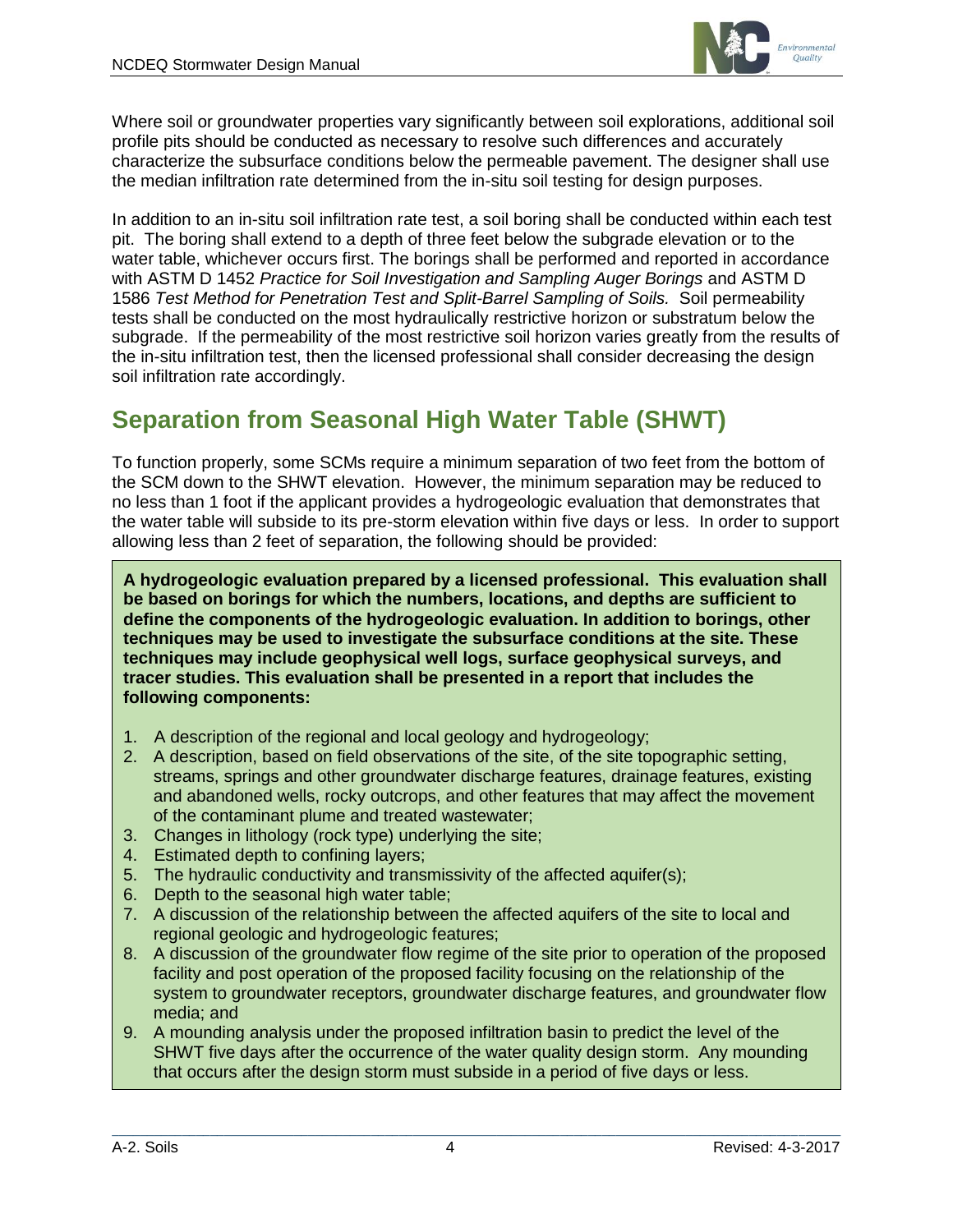Where soil or groundwater properties vary significantly between soil explorations, additional soil profile pits should be conducted as necessary to resolve such differences and accurately characterize the subsurface conditions below the permeable pavement. The designer shall use the median infiltration rate determined from the in-situ soil testing for design purposes.

In addition to an in-situ soil infiltration rate test, a soil boring shall be conducted within each test pit. The boring shall extend to a depth of three feet below the subgrade elevation or to the water table, whichever occurs first. The borings shall be performed and reported in accordance with ASTM D 1452 *Practice for Soil Investigation and Sampling Auger Borings* and ASTM D 1586 *Test Method for Penetration Test and Split-Barrel Sampling of Soils.* Soil permeability tests shall be conducted on the most hydraulically restrictive horizon or substratum below the subgrade. If the permeability of the most restrictive soil horizon varies greatly from the results of the in-situ infiltration test, then the licensed professional shall consider decreasing the design soil infiltration rate accordingly.

## Separation from Seasonal High Water Table (SHWT)

To function properly, some SCMs require a minimum separation of two feet from the bottom of the SCM down to the SHWT elevation. However, the minimum separation may be reduced to no less than 1 foot if the applicant provides a hydrogeologic evaluation that demonstrates that the water table will subside to its pre-storm elevation within five days or less. In order to support allowing less than 2 feet of separation, the following should be provided:

**A hydrogeologic evaluation prepared by a licensed professional. This evaluation shall be based on borings for which the numbers, locations, and depths are sufficient to define the components of the hydrogeologic evaluation. In addition to borings, other techniques may be used to investigate the subsurface conditions at the site. These techniques may include geophysical well logs, surface geophysical surveys, and tracer studies. This evaluation shall be presented in a report that includes the following components:**

1. A description of the regional and local geology and hydrogeology;
2. A description, based on field observations of the site, of the site topographic setting, streams, springs and other groundwater discharge features, drainage features, existing and abandoned wells, rocky outcrops, and other features that may affect the movement of the contaminant plume and treated wastewater;
3. Changes in lithology (rock type) underlying the site;
4. Estimated depth to confining layers;
5. The hydraulic conductivity and transmissivity of the affected aquifer(s);
6. Depth to the seasonal high water table;
7. A discussion of the relationship between the affected aquifers of the site to local and regional geologic and hydrogeologic features;
8. A discussion of the groundwater flow regime of the site prior to operation of the proposed facility and post operation of the proposed facility focusing on the relationship of the system to groundwater receptors, groundwater discharge features, and groundwater flow media; and
9. A mounding analysis under the proposed infiltration basin to predict the level of the SHWT five days after the occurrence of the water quality design storm. Any mounding that occurs after the design storm must subside in a period of five days or less.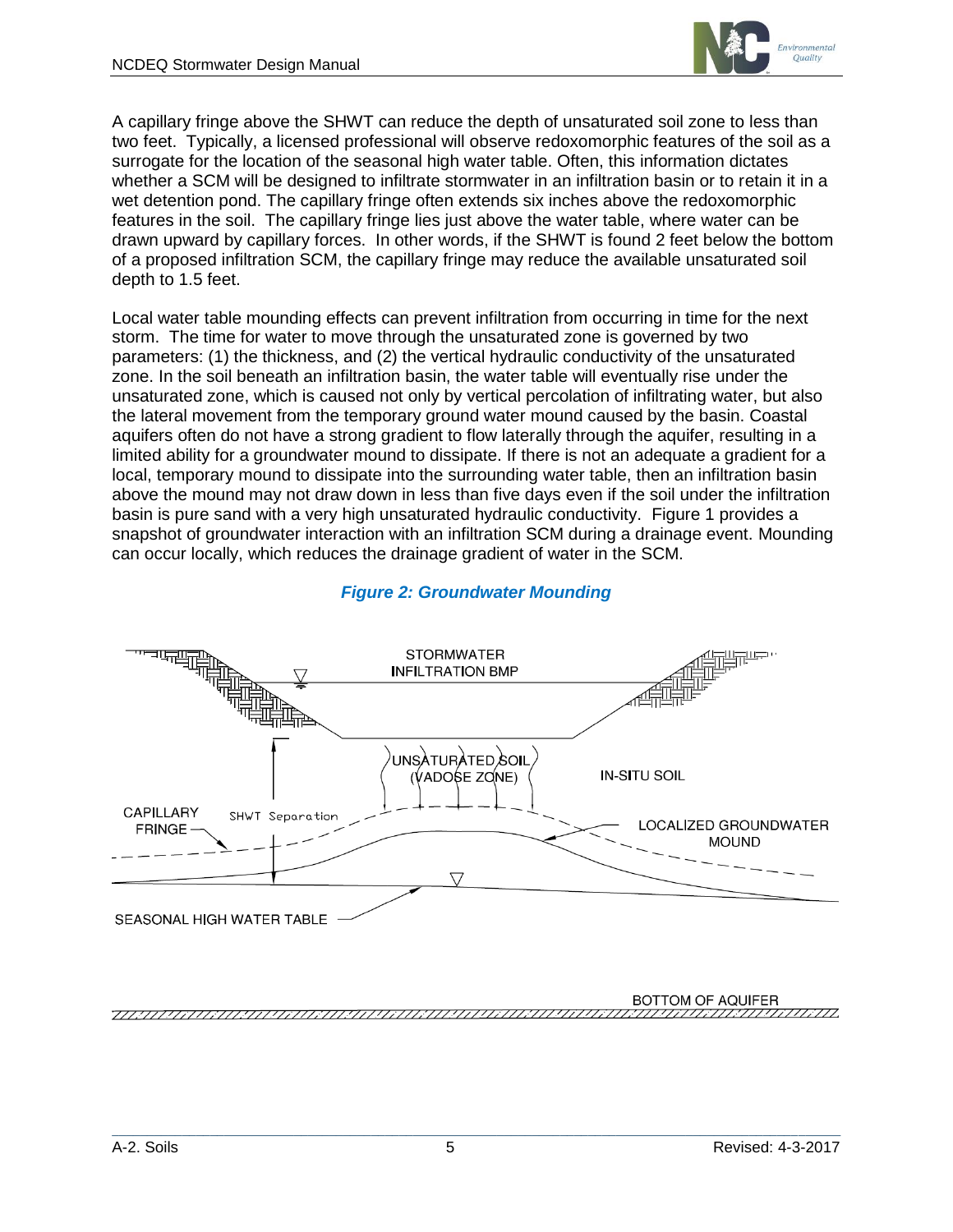A capillary fringe above the SHWT can reduce the depth of unsaturated soil zone to less than two feet. Typically, a licensed professional will observe redoxomorphic features of the soil as a surrogate for the location of the seasonal high water table. Often, this information dictates whether a SCM will be designed to infiltrate stormwater in an infiltration basin or to retain it in a wet detention pond. The capillary fringe often extends six inches above the redoxomorphic features in the soil. The capillary fringe lies just above the water table, where water can be drawn upward by capillary forces. In other words, if the SHWT is found 2 feet below the bottom of a proposed infiltration SCM, the capillary fringe may reduce the available unsaturated soil depth to 1.5 feet.

Local water table mounding effects can prevent infiltration from occurring in time for the next storm. The time for water to move through the unsaturated zone is governed by two parameters: (1) the thickness, and (2) the vertical hydraulic conductivity of the unsaturated zone. In the soil beneath an infiltration basin, the water table will eventually rise under the unsaturated zone, which is caused not only by vertical percolation of infiltrating water, but also the lateral movement from the temporary ground water mound caused by the basin. Coastal aquifers often do not have a strong gradient to flow laterally through the aquifer, resulting in a limited ability for a groundwater mound to dissipate. If there is not an adequate a gradient for a local, temporary mound to dissipate into the surrounding water table, then an infiltration basin above the mound may not draw down in less than five days even if the soil under the infiltration basin is pure sand with a very high unsaturated hydraulic conductivity. Figure 1 provides a snapshot of groundwater interaction with an infiltration SCM during a drainage event. Mounding can occur locally, which reduces the drainage gradient of water in the SCM.

***Figure 2: Groundwater Mounding***

STORMWATER INFILTRATION BMP

UNSATURATED SOIL (VADOSE ZONE)

IN-SITU SOIL

CAPILLARY FRINGE

SHWT Separation

LOCALIZED GROUNDWATER MOUND

SEASONAL HIGH WATER TABLE

BOTTOM OF AQUIFER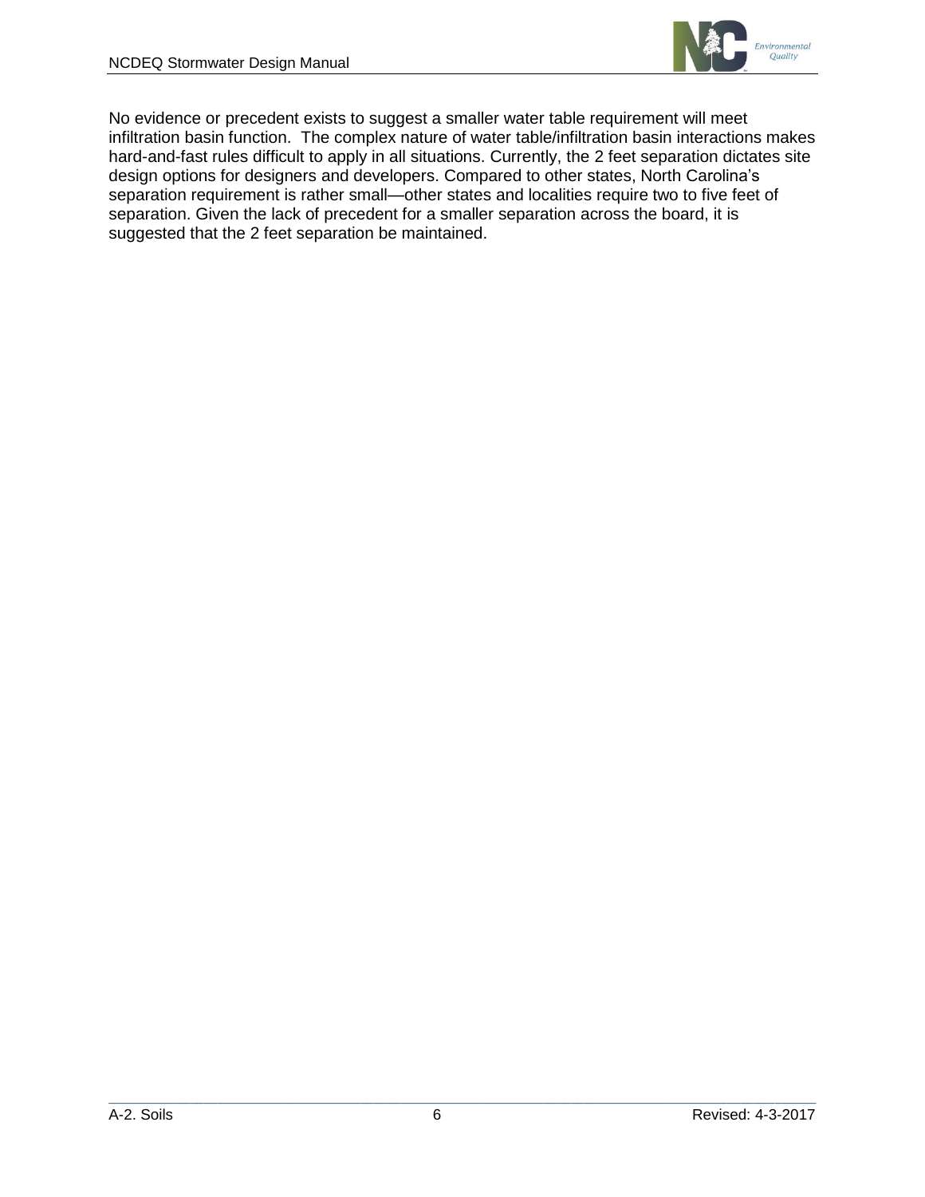No evidence or precedent exists to suggest a smaller water table requirement will meet infiltration basin function.  The complex nature of water table/infiltration basin interactions makes hard-and-fast rules difficult to apply in all situations. Currently, the 2 feet separation dictates site design options for designers and developers. Compared to other states, North Carolina's separation requirement is rather small—other states and localities require two to five feet of separation. Given the lack of precedent for a smaller separation across the board, it is suggested that the 2 feet separation be maintained.